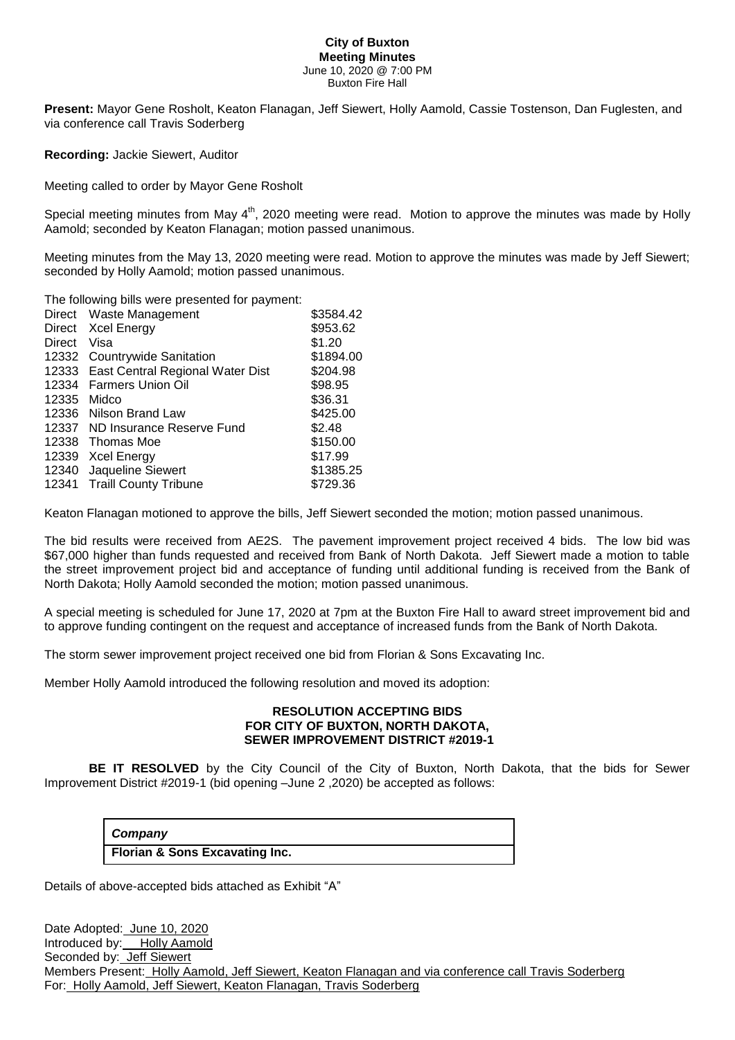**City of Buxton**
**Meeting Minutes**
June 10, 2020 @ 7:00 PM
Buxton Fire Hall

**Present:** Mayor Gene Rosholt, Keaton Flanagan, Jeff Siewert, Holly Aamold, Cassie Tostenson, Dan Fuglesten, and via conference call Travis Soderberg

**Recording:** Jackie Siewert, Auditor

Meeting called to order by Mayor Gene Rosholt

Special meeting minutes from May 4th, 2020 meeting were read. Motion to approve the minutes was made by Holly Aamold; seconded by Keaton Flanagan; motion passed unanimous.

Meeting minutes from the May 13, 2020 meeting were read. Motion to approve the minutes was made by Jeff Siewert; seconded by Holly Aamold; motion passed unanimous.

The following bills were presented for payment:

| | | |
|---|---|---|
| Direct | Waste Management | \$3584.42 |
| Direct | Xcel Energy | \$953.62 |
| Direct | Visa | \$1.20 |
| 12332 | Countrywide Sanitation | \$1894.00 |
| 12333 | East Central Regional Water Dist | \$204.98 |
| 12334 | Farmers Union Oil | \$98.95 |
| 12335 | Midco | \$36.31 |
| 12336 | Nilson Brand Law | \$425.00 |
| 12337 | ND Insurance Reserve Fund | \$2.48 |
| 12338 | Thomas Moe | \$150.00 |
| 12339 | Xcel Energy | \$17.99 |
| 12340 | Jaqueline Siewert | \$1385.25 |
| 12341 | Traill County Tribune | \$729.36 |

Keaton Flanagan motioned to approve the bills, Jeff Siewert seconded the motion; motion passed unanimous.

The bid results were received from AE2S. The pavement improvement project received 4 bids. The low bid was \$67,000 higher than funds requested and received from Bank of North Dakota. Jeff Siewert made a motion to table the street improvement project bid and acceptance of funding until additional funding is received from the Bank of North Dakota; Holly Aamold seconded the motion; motion passed unanimous.

A special meeting is scheduled for June 17, 2020 at 7pm at the Buxton Fire Hall to award street improvement bid and to approve funding contingent on the request and acceptance of increased funds from the Bank of North Dakota.

The storm sewer improvement project received one bid from Florian & Sons Excavating Inc.

Member Holly Aamold introduced the following resolution and moved its adoption:

**RESOLUTION ACCEPTING BIDS**
**FOR CITY OF BUXTON, NORTH DAKOTA,**
**SEWER IMPROVEMENT DISTRICT #2019-1**

**BE IT RESOLVED** by the City Council of the City of Buxton, North Dakota, that the bids for Sewer Improvement District #2019-1 (bid opening –June 2 ,2020) be accepted as follows:

| *Company* |
|---|
| **Florian & Sons Excavating Inc.** |

Details of above-accepted bids attached as Exhibit "A"

Date Adopted: June 10, 2020
Introduced by: Holly Aamold
Seconded by: Jeff Siewert
Members Present: Holly Aamold, Jeff Siewert, Keaton Flanagan and via conference call Travis Soderberg
For: Holly Aamold, Jeff Siewert, Keaton Flanagan, Travis Soderberg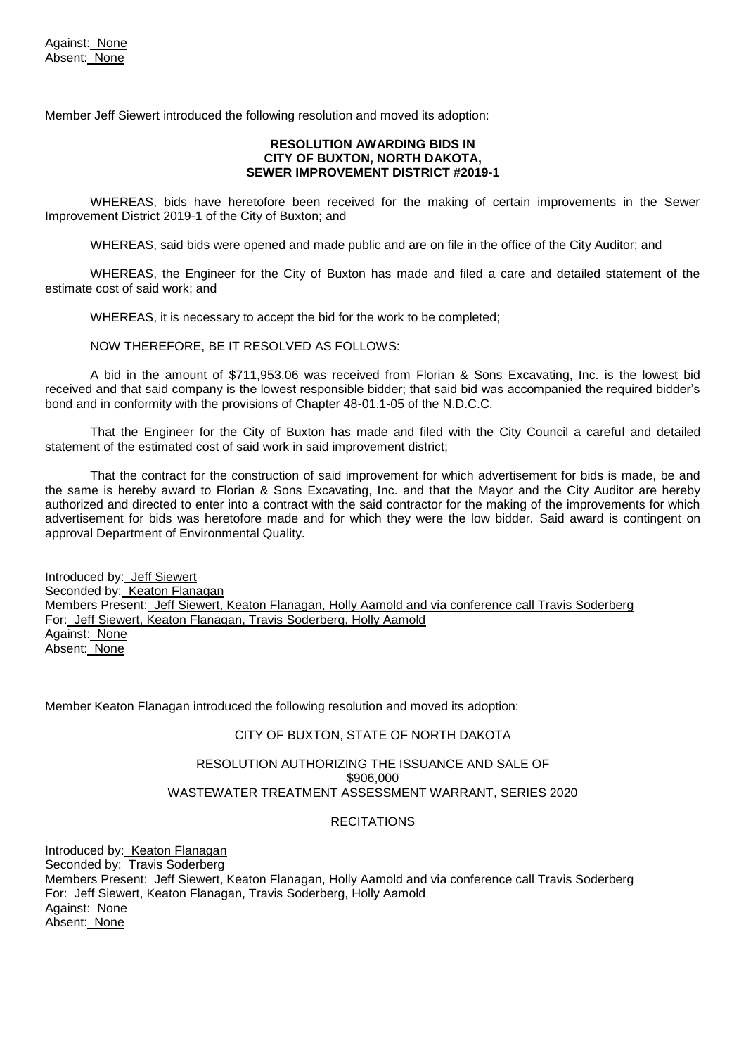Against: None
Absent: None

Member Jeff Siewert introduced the following resolution and moved its adoption:

**RESOLUTION AWARDING BIDS IN**
**CITY OF BUXTON, NORTH DAKOTA,**
**SEWER IMPROVEMENT DISTRICT #2019-1**

WHEREAS, bids have heretofore been received for the making of certain improvements in the Sewer Improvement District 2019-1 of the City of Buxton; and

WHEREAS, said bids were opened and made public and are on file in the office of the City Auditor; and

WHEREAS, the Engineer for the City of Buxton has made and filed a care and detailed statement of the estimate cost of said work; and

WHEREAS, it is necessary to accept the bid for the work to be completed;

NOW THEREFORE, BE IT RESOLVED AS FOLLOWS:

A bid in the amount of $711,953.06 was received from Florian & Sons Excavating, Inc. is the lowest bid received and that said company is the lowest responsible bidder; that said bid was accompanied the required bidder's bond and in conformity with the provisions of Chapter 48-01.1-05 of the N.D.C.C.

That the Engineer for the City of Buxton has made and filed with the City Council a careful and detailed statement of the estimated cost of said work in said improvement district;

That the contract for the construction of said improvement for which advertisement for bids is made, be and the same is hereby award to Florian & Sons Excavating, Inc. and that the Mayor and the City Auditor are hereby authorized and directed to enter into a contract with the said contractor for the making of the improvements for which advertisement for bids was heretofore made and for which they were the low bidder. Said award is contingent on approval Department of Environmental Quality.

Introduced by: Jeff Siewert
Seconded by: Keaton Flanagan
Members Present: Jeff Siewert, Keaton Flanagan, Holly Aamold and via conference call Travis Soderberg
For: Jeff Siewert, Keaton Flanagan, Travis Soderberg, Holly Aamold
Against: None
Absent: None

Member Keaton Flanagan introduced the following resolution and moved its adoption:

CITY OF BUXTON, STATE OF NORTH DAKOTA

RESOLUTION AUTHORIZING THE ISSUANCE AND SALE OF
$906,000
WASTEWATER TREATMENT ASSESSMENT WARRANT, SERIES 2020

RECITATIONS

Introduced by: Keaton Flanagan
Seconded by: Travis Soderberg
Members Present: Jeff Siewert, Keaton Flanagan, Holly Aamold and via conference call Travis Soderberg
For: Jeff Siewert, Keaton Flanagan, Travis Soderberg, Holly Aamold
Against: None
Absent: None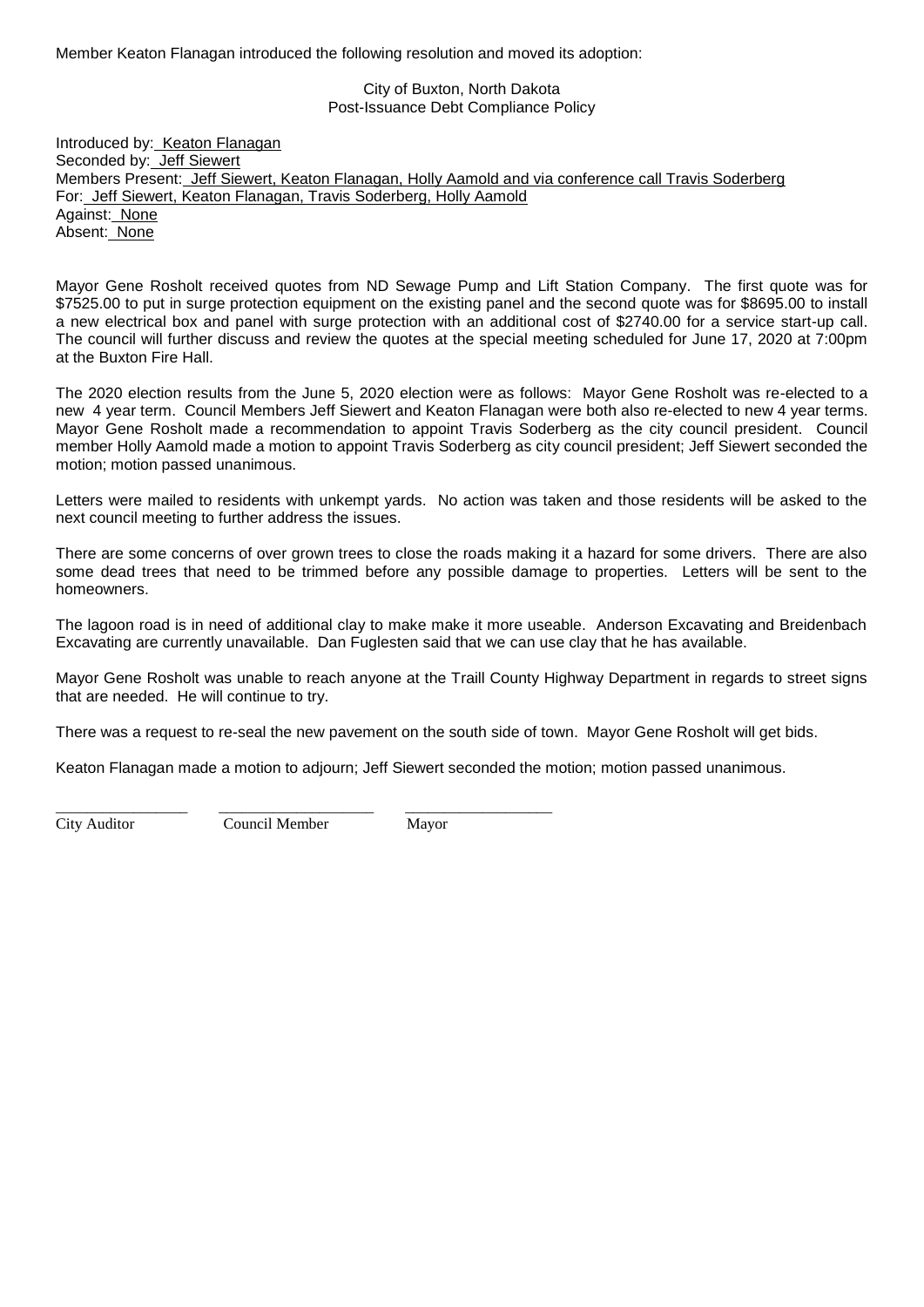Member Keaton Flanagan introduced the following resolution and moved its adoption:

City of Buxton, North Dakota
Post-Issuance Debt Compliance Policy

Introduced by: Keaton Flanagan
Seconded by: Jeff Siewert
Members Present: Jeff Siewert, Keaton Flanagan, Holly Aamold and via conference call Travis Soderberg
For: Jeff Siewert, Keaton Flanagan, Travis Soderberg, Holly Aamold
Against: None
Absent: None

Mayor Gene Rosholt received quotes from ND Sewage Pump and Lift Station Company. The first quote was for $7525.00 to put in surge protection equipment on the existing panel and the second quote was for $8695.00 to install a new electrical box and panel with surge protection with an additional cost of $2740.00 for a service start-up call. The council will further discuss and review the quotes at the special meeting scheduled for June 17, 2020 at 7:00pm at the Buxton Fire Hall.

The 2020 election results from the June 5, 2020 election were as follows: Mayor Gene Rosholt was re-elected to a new 4 year term. Council Members Jeff Siewert and Keaton Flanagan were both also re-elected to new 4 year terms. Mayor Gene Rosholt made a recommendation to appoint Travis Soderberg as the city council president. Council member Holly Aamold made a motion to appoint Travis Soderberg as city council president; Jeff Siewert seconded the motion; motion passed unanimous.

Letters were mailed to residents with unkempt yards. No action was taken and those residents will be asked to the next council meeting to further address the issues.

There are some concerns of over grown trees to close the roads making it a hazard for some drivers. There are also some dead trees that need to be trimmed before any possible damage to properties. Letters will be sent to the homeowners.

The lagoon road is in need of additional clay to make make it more useable. Anderson Excavating and Breidenbach Excavating are currently unavailable. Dan Fuglesten said that we can use clay that he has available.

Mayor Gene Rosholt was unable to reach anyone at the Traill County Highway Department in regards to street signs that are needed. He will continue to try.

There was a request to re-seal the new pavement on the south side of town. Mayor Gene Rosholt will get bids.

Keaton Flanagan made a motion to adjourn; Jeff Siewert seconded the motion; motion passed unanimous.

\_\_\_\_\_\_\_\_\_\_\_\_\_\_\_\_ \_\_\_\_\_\_\_\_\_\_\_\_\_\_\_\_\_\_ \_\_\_\_\_\_\_\_\_\_\_\_\_\_\_\_\_\_
City Auditor Council Member Mayor